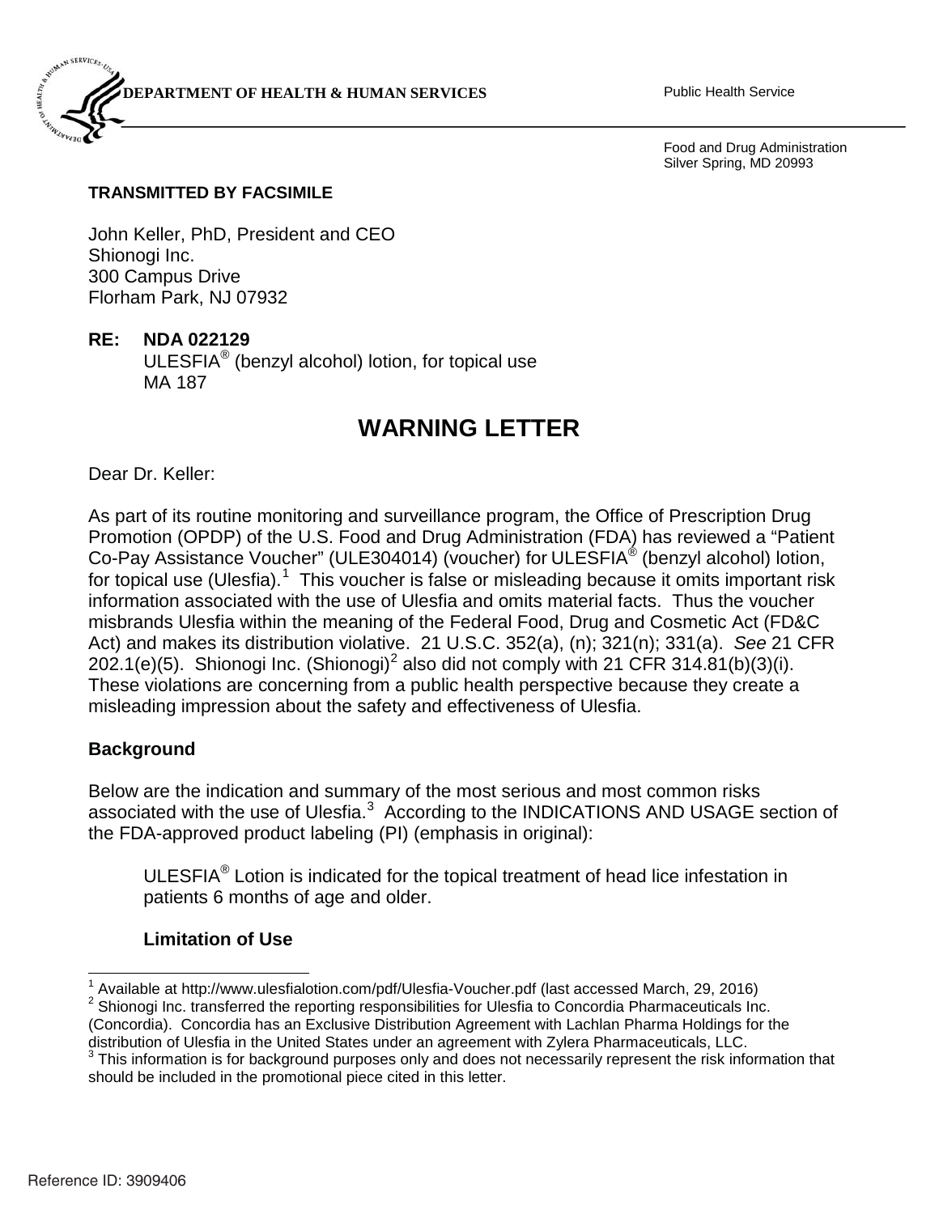**DEPARTMENT OF HEALTH & HUMAN SERVICES**

Public Health Service

Food and Drug Administration
Silver Spring, MD 20993

**TRANSMITTED BY FACSIMILE**

John Keller, PhD, President and CEO
Shionogi Inc.
300 Campus Drive
Florham Park, NJ 07932

**RE: NDA 022129**
ULESFIA® (benzyl alcohol) lotion, for topical use
MA 187

# WARNING LETTER

Dear Dr. Keller:

As part of its routine monitoring and surveillance program, the Office of Prescription Drug Promotion (OPDP) of the U.S. Food and Drug Administration (FDA) has reviewed a "Patient Co-Pay Assistance Voucher" (ULE304014) (voucher) for ULESFIA® (benzyl alcohol) lotion, for topical use (Ulesfia).[1] This voucher is false or misleading because it omits important risk information associated with the use of Ulesfia and omits material facts. Thus the voucher misbrands Ulesfia within the meaning of the Federal Food, Drug and Cosmetic Act (FD&C Act) and makes its distribution violative. 21 U.S.C. 352(a), (n); 321(n); 331(a). *See* 21 CFR 202.1(e)(5). Shionogi Inc. (Shionogi)[2] also did not comply with 21 CFR 314.81(b)(3)(i). These violations are concerning from a public health perspective because they create a misleading impression about the safety and effectiveness of Ulesfia.

## Background

Below are the indication and summary of the most serious and most common risks associated with the use of Ulesfia.[3] According to the INDICATIONS AND USAGE section of the FDA-approved product labeling (PI) (emphasis in original):

> ULESFIA® Lotion is indicated for the topical treatment of head lice infestation in patients 6 months of age and older.
>
> **Limitation of Use**

[1] Available at http://www.ulesfialotion.com/pdf/Ulesfia-Voucher.pdf (last accessed March, 29, 2016)
[2] Shionogi Inc. transferred the reporting responsibilities for Ulesfia to Concordia Pharmaceuticals Inc. (Concordia). Concordia has an Exclusive Distribution Agreement with Lachlan Pharma Holdings for the distribution of Ulesfia in the United States under an agreement with Zylera Pharmaceuticals, LLC.
[3] This information is for background purposes only and does not necessarily represent the risk information that should be included in the promotional piece cited in this letter.

Reference ID: 3909406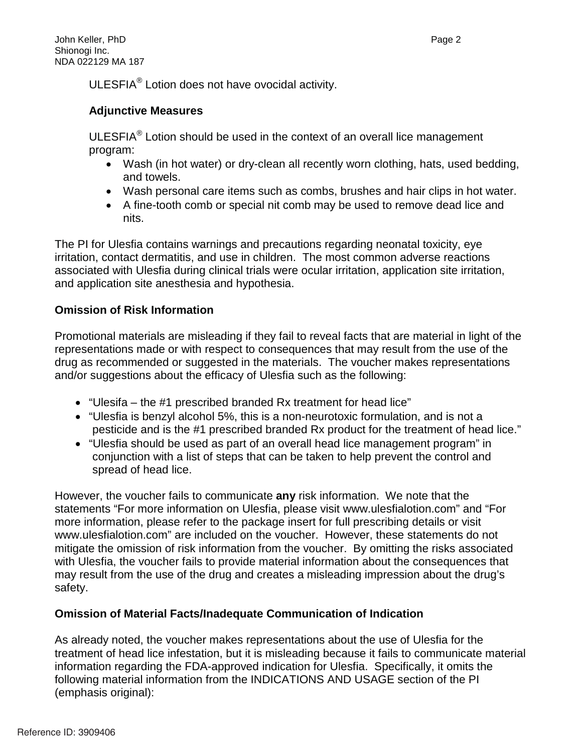ULESFIA® Lotion does not have ovocidal activity.

**Adjunctive Measures**

ULESFIA® Lotion should be used in the context of an overall lice management program:

- Wash (in hot water) or dry-clean all recently worn clothing, hats, used bedding, and towels.
- Wash personal care items such as combs, brushes and hair clips in hot water.
- A fine-tooth comb or special nit comb may be used to remove dead lice and nits.

The PI for Ulesfia contains warnings and precautions regarding neonatal toxicity, eye irritation, contact dermatitis, and use in children. The most common adverse reactions associated with Ulesfia during clinical trials were ocular irritation, application site irritation, and application site anesthesia and hypothesia.

**Omission of Risk Information**

Promotional materials are misleading if they fail to reveal facts that are material in light of the representations made or with respect to consequences that may result from the use of the drug as recommended or suggested in the materials. The voucher makes representations and/or suggestions about the efficacy of Ulesfia such as the following:

- "Ulesifa – the #1 prescribed branded Rx treatment for head lice"
- "Ulesfia is benzyl alcohol 5%, this is a non-neurotoxic formulation, and is not a pesticide and is the #1 prescribed branded Rx product for the treatment of head lice."
- "Ulesfia should be used as part of an overall head lice management program" in conjunction with a list of steps that can be taken to help prevent the control and spread of head lice.

However, the voucher fails to communicate **any** risk information. We note that the statements "For more information on Ulesfia, please visit www.ulesfialotion.com" and "For more information, please refer to the package insert for full prescribing details or visit www.ulesfialotion.com" are included on the voucher. However, these statements do not mitigate the omission of risk information from the voucher. By omitting the risks associated with Ulesfia, the voucher fails to provide material information about the consequences that may result from the use of the drug and creates a misleading impression about the drug's safety.

**Omission of Material Facts/Inadequate Communication of Indication**

As already noted, the voucher makes representations about the use of Ulesfia for the treatment of head lice infestation, but it is misleading because it fails to communicate material information regarding the FDA-approved indication for Ulesfia. Specifically, it omits the following material information from the INDICATIONS AND USAGE section of the PI (emphasis original):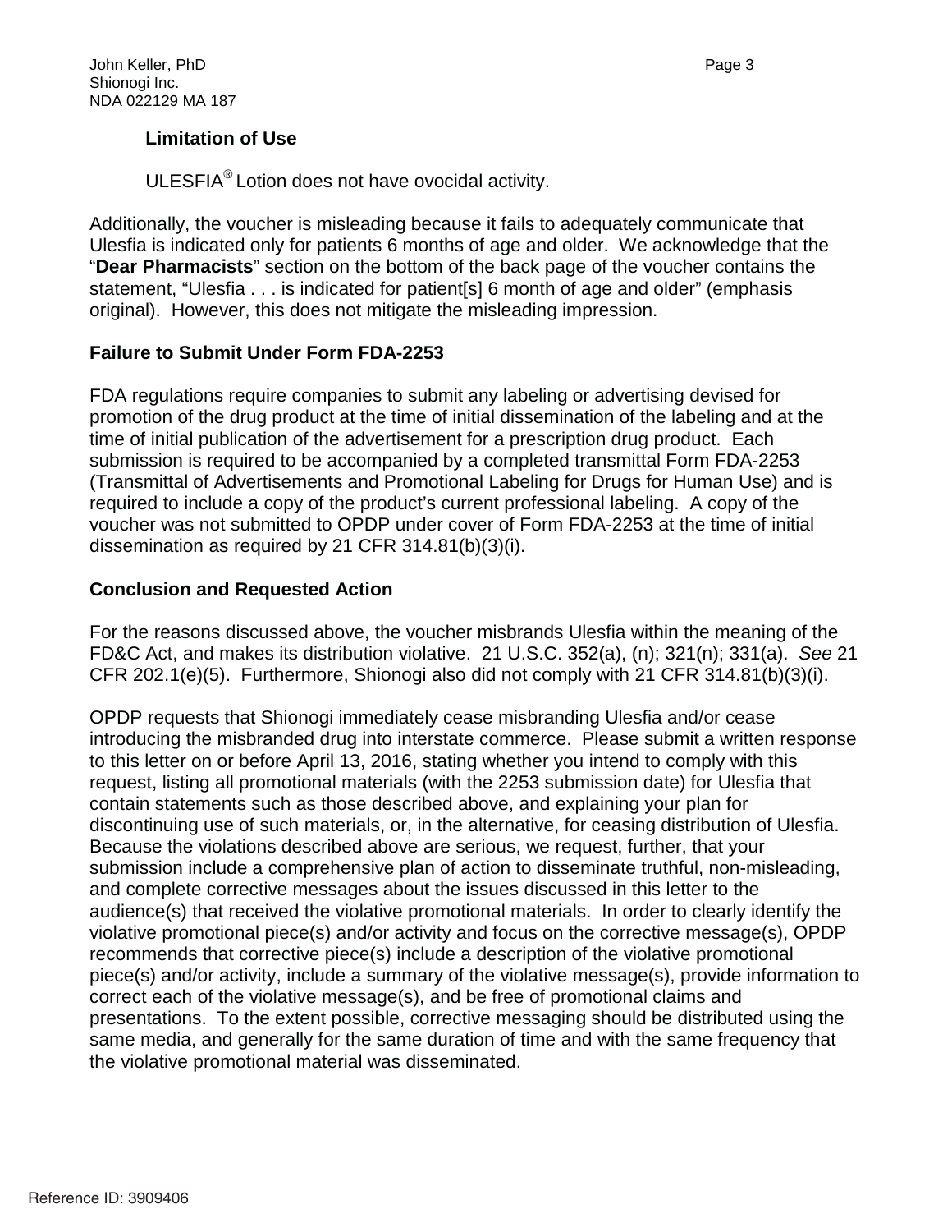**Limitation of Use**

ULESFIA® Lotion does not have ovocidal activity.

Additionally, the voucher is misleading because it fails to adequately communicate that Ulesfia is indicated only for patients 6 months of age and older. We acknowledge that the "**Dear Pharmacists**" section on the bottom of the back page of the voucher contains the statement, "Ulesfia . . . is indicated for patient[s] 6 month of age and older" (emphasis original). However, this does not mitigate the misleading impression.

**Failure to Submit Under Form FDA-2253**

FDA regulations require companies to submit any labeling or advertising devised for promotion of the drug product at the time of initial dissemination of the labeling and at the time of initial publication of the advertisement for a prescription drug product. Each submission is required to be accompanied by a completed transmittal Form FDA-2253 (Transmittal of Advertisements and Promotional Labeling for Drugs for Human Use) and is required to include a copy of the product's current professional labeling. A copy of the voucher was not submitted to OPDP under cover of Form FDA-2253 at the time of initial dissemination as required by 21 CFR 314.81(b)(3)(i).

**Conclusion and Requested Action**

For the reasons discussed above, the voucher misbrands Ulesfia within the meaning of the FD&C Act, and makes its distribution violative. 21 U.S.C. 352(a), (n); 321(n); 331(a). *See* 21 CFR 202.1(e)(5). Furthermore, Shionogi also did not comply with 21 CFR 314.81(b)(3)(i).

OPDP requests that Shionogi immediately cease misbranding Ulesfia and/or cease introducing the misbranded drug into interstate commerce. Please submit a written response to this letter on or before April 13, 2016, stating whether you intend to comply with this request, listing all promotional materials (with the 2253 submission date) for Ulesfia that contain statements such as those described above, and explaining your plan for discontinuing use of such materials, or, in the alternative, for ceasing distribution of Ulesfia. Because the violations described above are serious, we request, further, that your submission include a comprehensive plan of action to disseminate truthful, non-misleading, and complete corrective messages about the issues discussed in this letter to the audience(s) that received the violative promotional materials. In order to clearly identify the violative promotional piece(s) and/or activity and focus on the corrective message(s), OPDP recommends that corrective piece(s) include a description of the violative promotional piece(s) and/or activity, include a summary of the violative message(s), provide information to correct each of the violative message(s), and be free of promotional claims and presentations. To the extent possible, corrective messaging should be distributed using the same media, and generally for the same duration of time and with the same frequency that the violative promotional material was disseminated.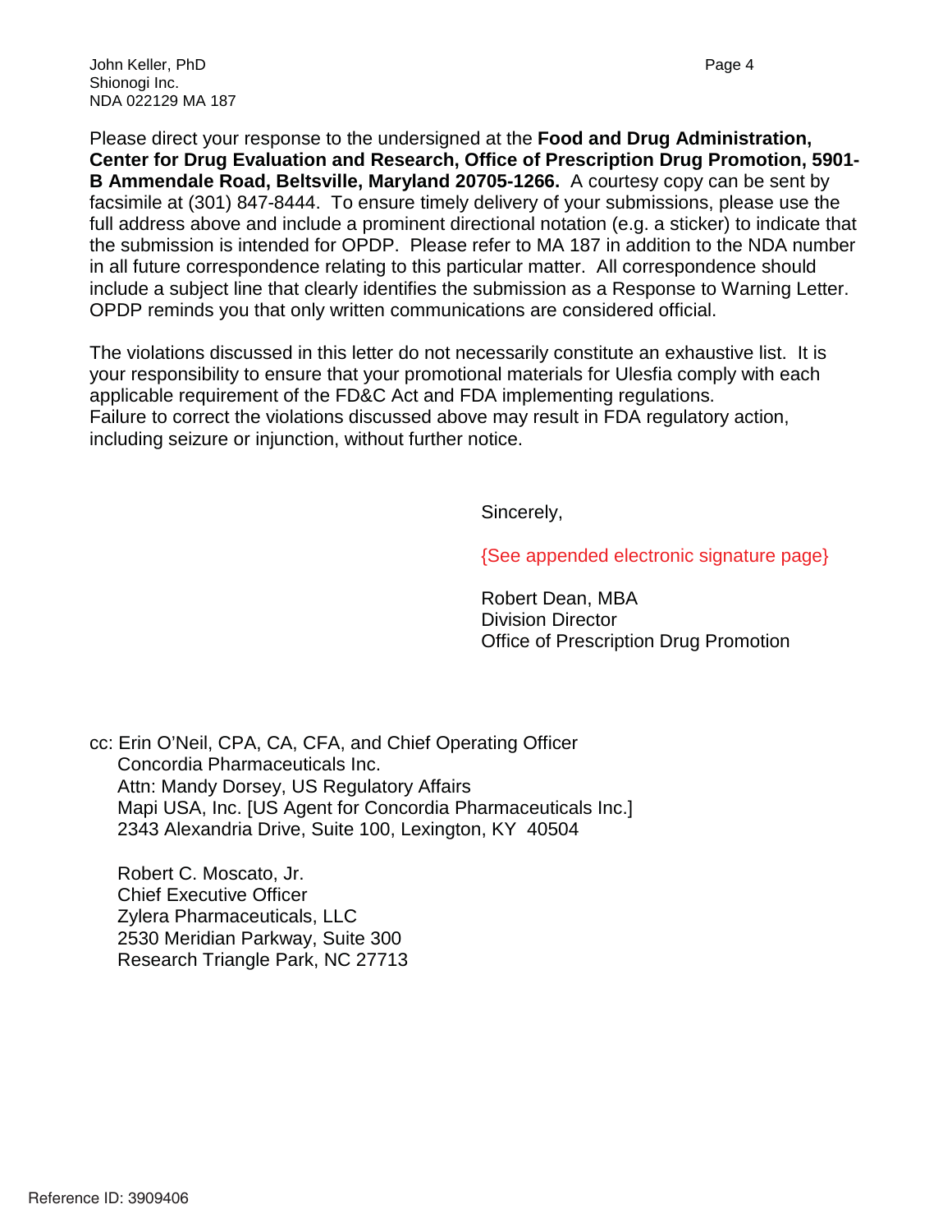Please direct your response to the undersigned at the **Food and Drug Administration, Center for Drug Evaluation and Research, Office of Prescription Drug Promotion, 5901-B Ammendale Road, Beltsville, Maryland 20705-1266.** A courtesy copy can be sent by facsimile at (301) 847-8444. To ensure timely delivery of your submissions, please use the full address above and include a prominent directional notation (e.g. a sticker) to indicate that the submission is intended for OPDP. Please refer to MA 187 in addition to the NDA number in all future correspondence relating to this particular matter. All correspondence should include a subject line that clearly identifies the submission as a Response to Warning Letter. OPDP reminds you that only written communications are considered official.

The violations discussed in this letter do not necessarily constitute an exhaustive list. It is your responsibility to ensure that your promotional materials for Ulesfia comply with each applicable requirement of the FD&C Act and FDA implementing regulations. Failure to correct the violations discussed above may result in FDA regulatory action, including seizure or injunction, without further notice.

Sincerely,

{See appended electronic signature page}

Robert Dean, MBA
Division Director
Office of Prescription Drug Promotion

cc: Erin O'Neil, CPA, CA, CFA, and Chief Operating Officer
Concordia Pharmaceuticals Inc.
Attn: Mandy Dorsey, US Regulatory Affairs
Mapi USA, Inc. [US Agent for Concordia Pharmaceuticals Inc.]
2343 Alexandria Drive, Suite 100, Lexington, KY 40504

Robert C. Moscato, Jr.
Chief Executive Officer
Zylera Pharmaceuticals, LLC
2530 Meridian Parkway, Suite 300
Research Triangle Park, NC 27713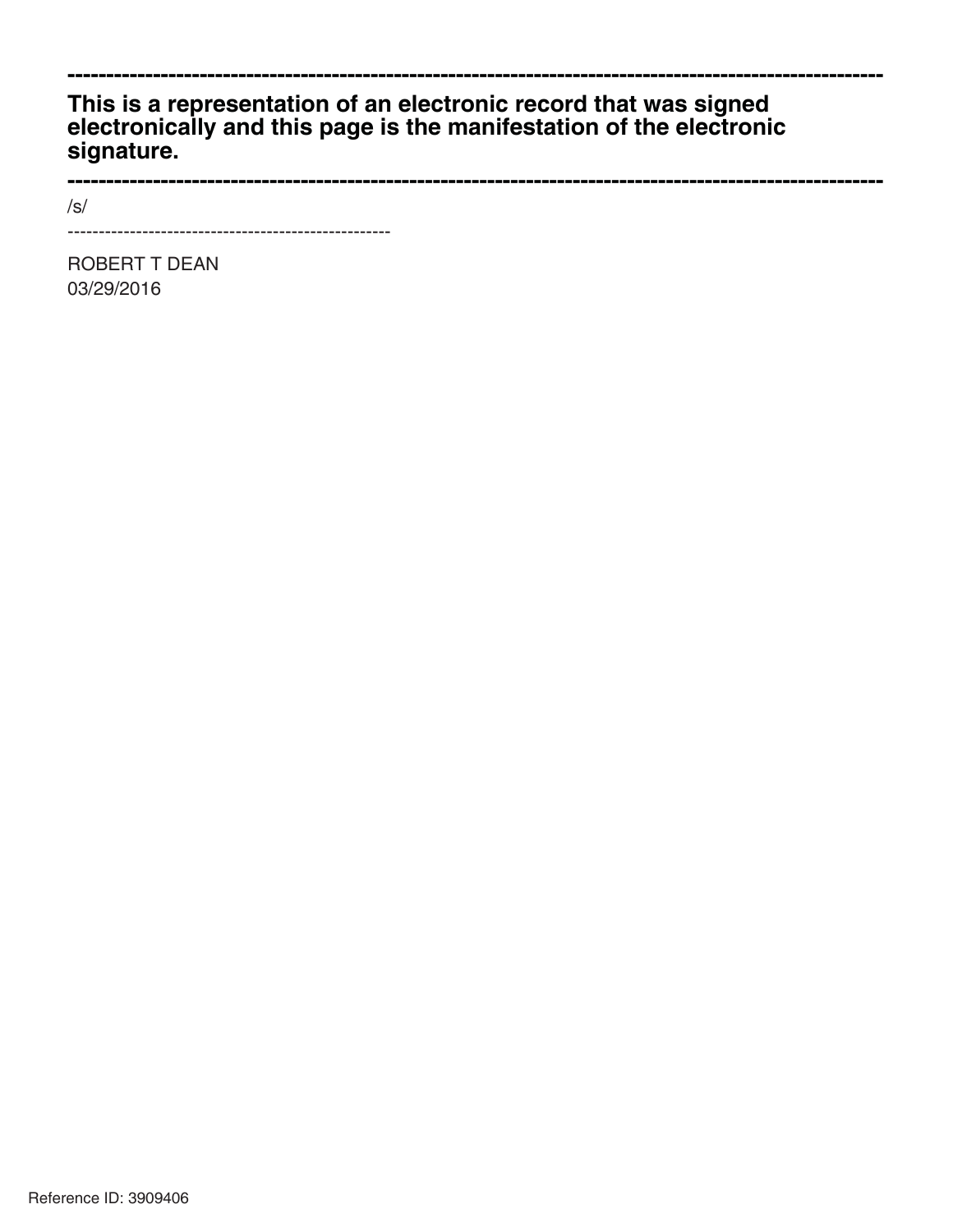---

**This is a representation of an electronic record that was signed electronically and this page is the manifestation of the electronic signature.**

---

/s/

----------------------------------------------------

ROBERT T DEAN
03/29/2016

Reference ID: 3909406